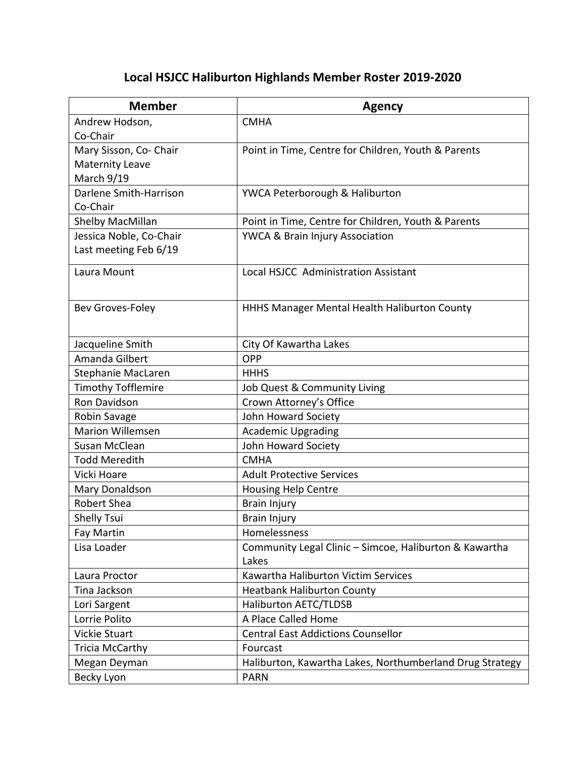# Local HSJCC Haliburton Highlands Member Roster 2019-2020

| Member | Agency |
|---|---|
| Andrew Hodson, Co-Chair | CMHA |
| Mary Sisson, Co- Chair Maternity Leave March 9/19 | Point in Time, Centre for Children, Youth & Parents |
| Darlene Smith-Harrison Co-Chair | YWCA Peterborough & Haliburton |
| Shelby MacMillan | Point in Time, Centre for Children, Youth & Parents |
| Jessica Noble, Co-Chair Last meeting Feb 6/19 | YWCA & Brain Injury Association |
| Laura Mount | Local HSJCC Administration Assistant |
| Bev Groves-Foley | HHHS Manager Mental Health Haliburton County |
| Jacqueline Smith | City Of Kawartha Lakes |
| Amanda Gilbert | OPP |
| Stephanie MacLaren | HHHS |
| Timothy Tofflemire | Job Quest & Community Living |
| Ron Davidson | Crown Attorney's Office |
| Robin Savage | John Howard Society |
| Marion Willemsen | Academic Upgrading |
| Susan McClean | John Howard Society |
| Todd Meredith | CMHA |
| Vicki Hoare | Adult Protective Services |
| Mary Donaldson | Housing Help Centre |
| Robert Shea | Brain Injury |
| Shelly Tsui | Brain Injury |
| Fay Martin | Homelessness |
| Lisa Loader | Community Legal Clinic – Simcoe, Haliburton & Kawartha Lakes |
| Laura Proctor | Kawartha Haliburton Victim Services |
| Tina Jackson | Heatbank Haliburton County |
| Lori Sargent | Haliburton AETC/TLDSB |
| Lorrie Polito | A Place Called Home |
| Vickie Stuart | Central East Addictions Counsellor |
| Tricia McCarthy | Fourcast |
| Megan Deyman | Haliburton, Kawartha Lakes, Northumberland Drug Strategy |
| Becky Lyon | PARN |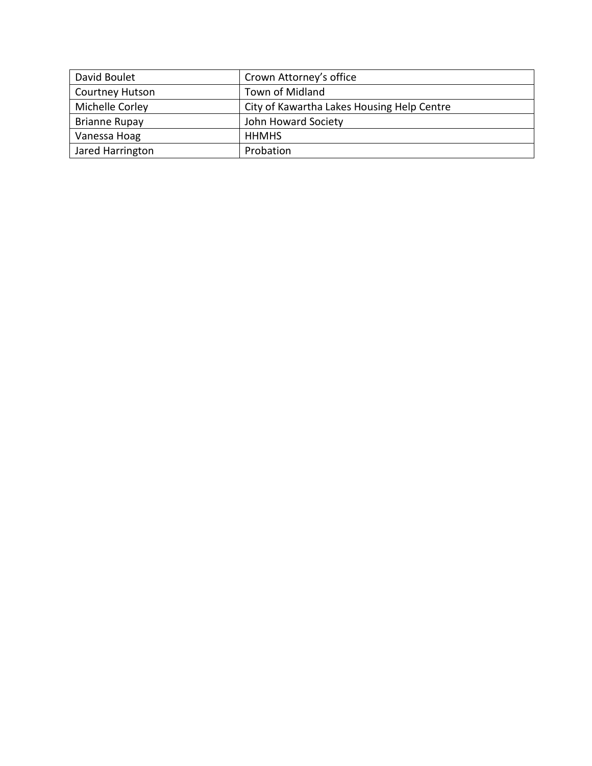| | |
|---|---|
| David Boulet | Crown Attorney's office |
| Courtney Hutson | Town of Midland |
| Michelle Corley | City of Kawartha Lakes Housing Help Centre |
| Brianne Rupay | John Howard Society |
| Vanessa Hoag | HHMHS |
| Jared Harrington | Probation |